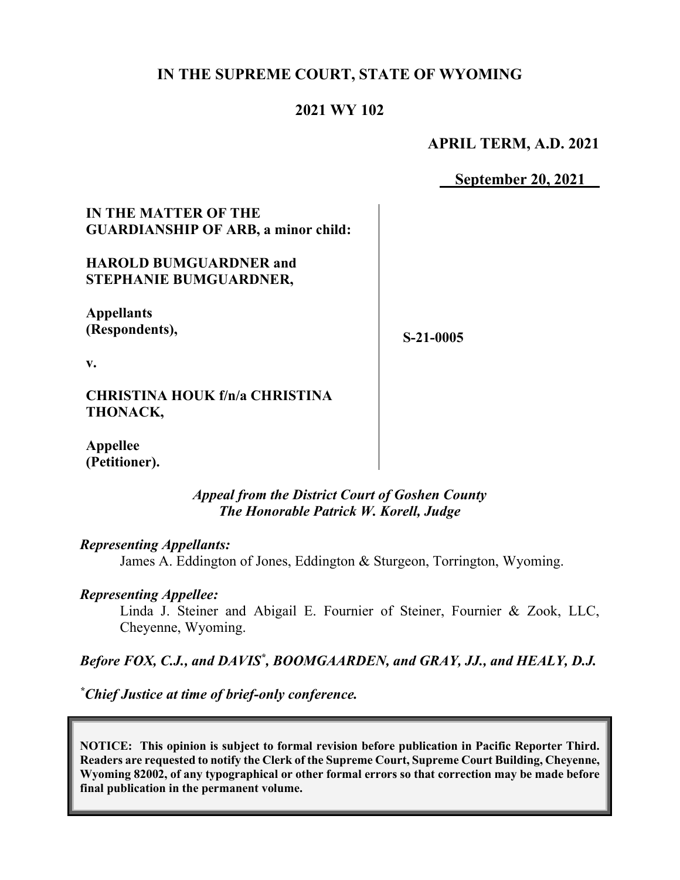# IN THE SUPREME COURT, STATE OF WYOMING

## 2021 WY 102

**APRIL TERM, A.D. 2021**

**September 20, 2021**

| | |
|---|---|
| **IN THE MATTER OF THE GUARDIANSHIP OF ARB, a minor child:**<br><br>**HAROLD BUMGUARDNER and STEPHANIE BUMGUARDNER,**<br><br>**Appellants (Respondents),**<br><br>**v.**<br><br>**CHRISTINA HOUK f/n/a CHRISTINA THONACK,**<br><br>**Appellee (Petitioner).** | **S-21-0005** |

*Appeal from the District Court of Goshen County*
*The Honorable Patrick W. Korell, Judge*

***Representing Appellants:***

James A. Eddington of Jones, Eddington & Sturgeon, Torrington, Wyoming.

***Representing Appellee:***

Linda J. Steiner and Abigail E. Fournier of Steiner, Fournier & Zook, LLC, Cheyenne, Wyoming.

***Before FOX, C.J., and DAVIS*, BOOMGAARDEN, and GRAY, JJ., and HEALY, D.J.***

*\*Chief Justice at time of brief-only conference.*

**NOTICE: This opinion is subject to formal revision before publication in Pacific Reporter Third. Readers are requested to notify the Clerk of the Supreme Court, Supreme Court Building, Cheyenne, Wyoming 82002, of any typographical or other formal errors so that correction may be made before final publication in the permanent volume.**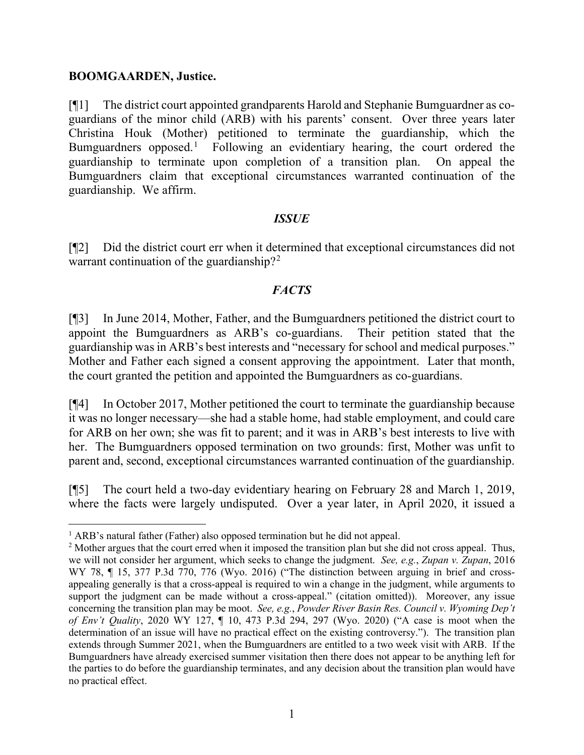**BOOMGAARDEN, Justice.**

[¶1] The district court appointed grandparents Harold and Stephanie Bumguardner as co-guardians of the minor child (ARB) with his parents' consent. Over three years later Christina Houk (Mother) petitioned to terminate the guardianship, which the Bumguardners opposed.[1] Following an evidentiary hearing, the court ordered the guardianship to terminate upon completion of a transition plan. On appeal the Bumguardners claim that exceptional circumstances warranted continuation of the guardianship. We affirm.

### *ISSUE*

[¶2] Did the district court err when it determined that exceptional circumstances did not warrant continuation of the guardianship?[2]

### *FACTS*

[¶3] In June 2014, Mother, Father, and the Bumguardners petitioned the district court to appoint the Bumguardners as ARB's co-guardians. Their petition stated that the guardianship was in ARB's best interests and "necessary for school and medical purposes." Mother and Father each signed a consent approving the appointment. Later that month, the court granted the petition and appointed the Bumguardners as co-guardians.

[¶4] In October 2017, Mother petitioned the court to terminate the guardianship because it was no longer necessary—she had a stable home, had stable employment, and could care for ARB on her own; she was fit to parent; and it was in ARB's best interests to live with her. The Bumguardners opposed termination on two grounds: first, Mother was unfit to parent and, second, exceptional circumstances warranted continuation of the guardianship.

[¶5] The court held a two-day evidentiary hearing on February 28 and March 1, 2019, where the facts were largely undisputed. Over a year later, in April 2020, it issued a

---

[1] ARB's natural father (Father) also opposed termination but he did not appeal.

[2] Mother argues that the court erred when it imposed the transition plan but she did not cross appeal. Thus, we will not consider her argument, which seeks to change the judgment. *See, e.g.*, *Zupan v. Zupan*, 2016 WY 78, ¶ 15, 377 P.3d 770, 776 (Wyo. 2016) ("The distinction between arguing in brief and cross-appealing generally is that a cross-appeal is required to win a change in the judgment, while arguments to support the judgment can be made without a cross-appeal." (citation omitted)). Moreover, any issue concerning the transition plan may be moot. *See, e.g.*, *Powder River Basin Res. Council v. Wyoming Dep't of Env't Quality*, 2020 WY 127, ¶ 10, 473 P.3d 294, 297 (Wyo. 2020) ("A case is moot when the determination of an issue will have no practical effect on the existing controversy."). The transition plan extends through Summer 2021, when the Bumguardners are entitled to a two week visit with ARB. If the Bumguardners have already exercised summer visitation then there does not appear to be anything left for the parties to do before the guardianship terminates, and any decision about the transition plan would have no practical effect.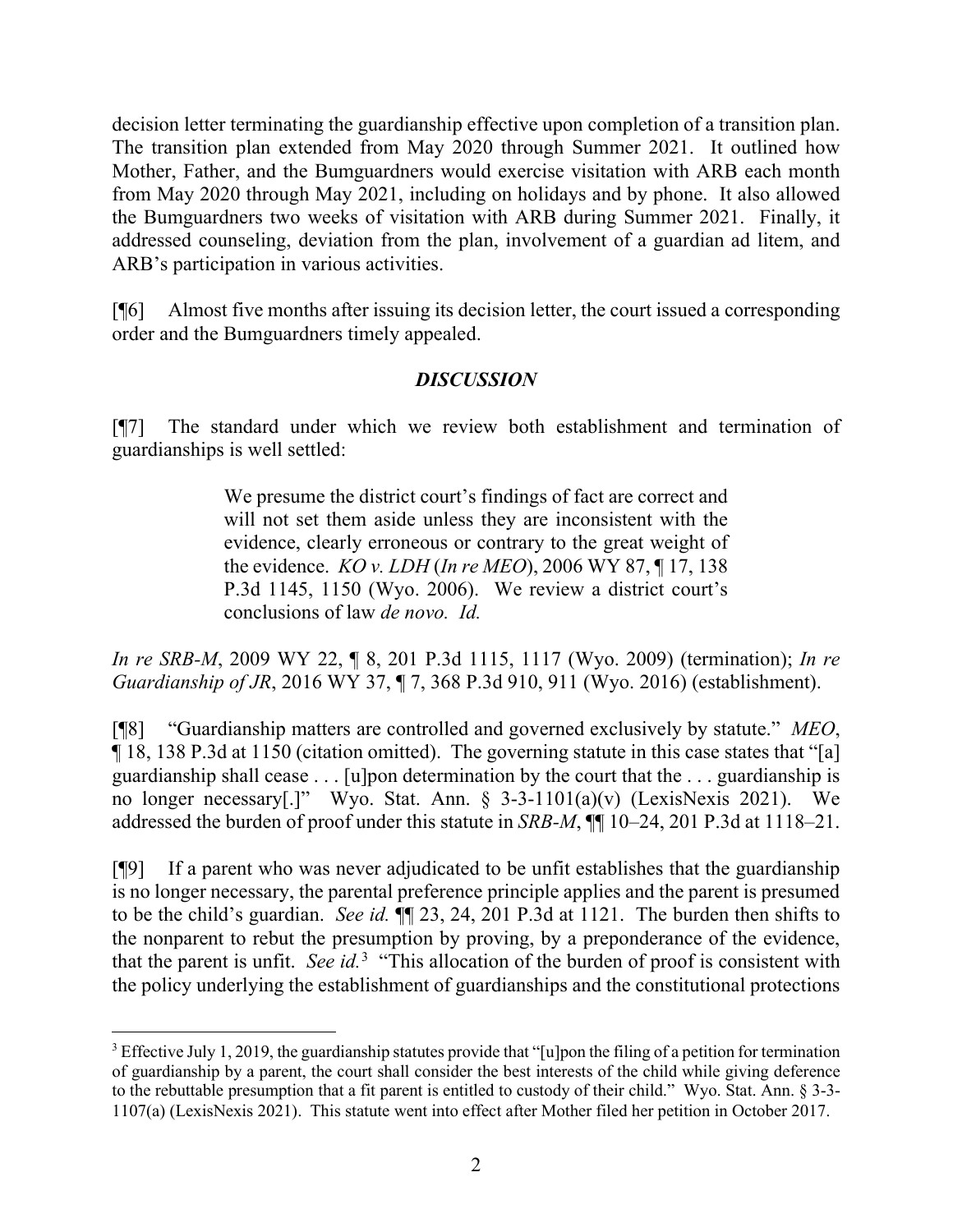decision letter terminating the guardianship effective upon completion of a transition plan. The transition plan extended from May 2020 through Summer 2021. It outlined how Mother, Father, and the Bumguardners would exercise visitation with ARB each month from May 2020 through May 2021, including on holidays and by phone. It also allowed the Bumguardners two weeks of visitation with ARB during Summer 2021. Finally, it addressed counseling, deviation from the plan, involvement of a guardian ad litem, and ARB's participation in various activities.

[¶6] Almost five months after issuing its decision letter, the court issued a corresponding order and the Bumguardners timely appealed.

## *DISCUSSION*

[¶7] The standard under which we review both establishment and termination of guardianships is well settled:

> We presume the district court's findings of fact are correct and will not set them aside unless they are inconsistent with the evidence, clearly erroneous or contrary to the great weight of the evidence. *KO v. LDH* (*In re MEO*), 2006 WY 87, ¶ 17, 138 P.3d 1145, 1150 (Wyo. 2006). We review a district court's conclusions of law *de novo. Id.*

*In re SRB-M*, 2009 WY 22, ¶ 8, 201 P.3d 1115, 1117 (Wyo. 2009) (termination); *In re Guardianship of JR*, 2016 WY 37, ¶ 7, 368 P.3d 910, 911 (Wyo. 2016) (establishment).

[¶8] "Guardianship matters are controlled and governed exclusively by statute." *MEO*, ¶ 18, 138 P.3d at 1150 (citation omitted). The governing statute in this case states that "[a] guardianship shall cease . . . [u]pon determination by the court that the . . . guardianship is no longer necessary[.]" Wyo. Stat. Ann. § 3-3-1101(a)(v) (LexisNexis 2021). We addressed the burden of proof under this statute in *SRB-M*, ¶¶ 10–24, 201 P.3d at 1118–21.

[¶9] If a parent who was never adjudicated to be unfit establishes that the guardianship is no longer necessary, the parental preference principle applies and the parent is presumed to be the child's guardian. *See id.* ¶¶ 23, 24, 201 P.3d at 1121. The burden then shifts to the nonparent to rebut the presumption by proving, by a preponderance of the evidence, that the parent is unfit. *See id.*[3] "This allocation of the burden of proof is consistent with the policy underlying the establishment of guardianships and the constitutional protections

---

[3] Effective July 1, 2019, the guardianship statutes provide that "[u]pon the filing of a petition for termination of guardianship by a parent, the court shall consider the best interests of the child while giving deference to the rebuttable presumption that a fit parent is entitled to custody of their child." Wyo. Stat. Ann. § 3-3-1107(a) (LexisNexis 2021). This statute went into effect after Mother filed her petition in October 2017.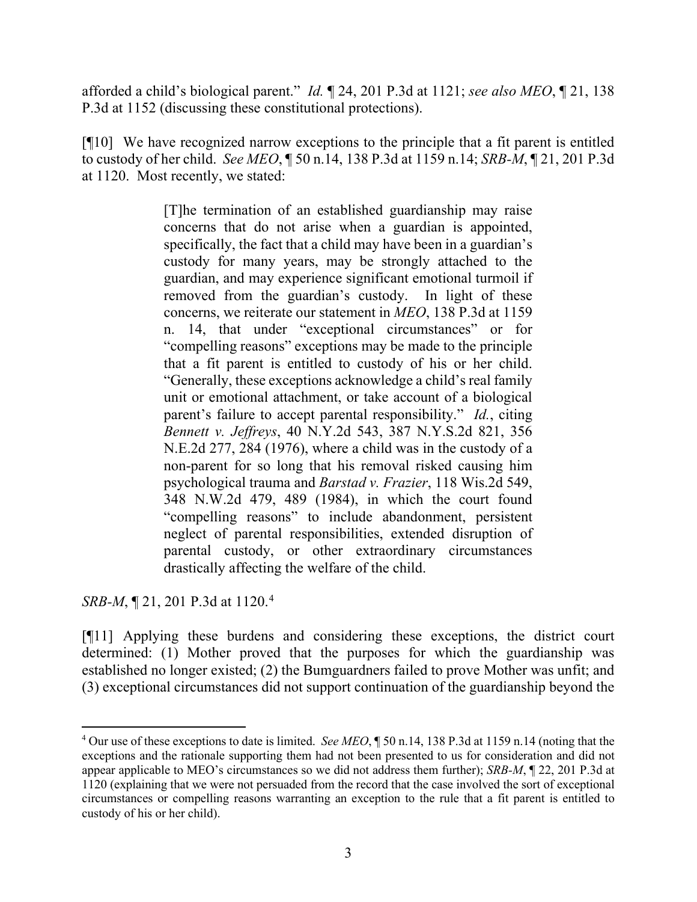afforded a child's biological parent." *Id.* ¶ 24, 201 P.3d at 1121; *see also MEO*, ¶ 21, 138 P.3d at 1152 (discussing these constitutional protections).

[¶10] We have recognized narrow exceptions to the principle that a fit parent is entitled to custody of her child. *See MEO*, ¶ 50 n.14, 138 P.3d at 1159 n.14; *SRB-M*, ¶ 21, 201 P.3d at 1120. Most recently, we stated:

> [T]he termination of an established guardianship may raise concerns that do not arise when a guardian is appointed, specifically, the fact that a child may have been in a guardian's custody for many years, may be strongly attached to the guardian, and may experience significant emotional turmoil if removed from the guardian's custody. In light of these concerns, we reiterate our statement in *MEO*, 138 P.3d at 1159 n. 14, that under "exceptional circumstances" or for "compelling reasons" exceptions may be made to the principle that a fit parent is entitled to custody of his or her child. "Generally, these exceptions acknowledge a child's real family unit or emotional attachment, or take account of a biological parent's failure to accept parental responsibility." *Id.*, citing *Bennett v. Jeffreys*, 40 N.Y.2d 543, 387 N.Y.S.2d 821, 356 N.E.2d 277, 284 (1976), where a child was in the custody of a non-parent for so long that his removal risked causing him psychological trauma and *Barstad v. Frazier*, 118 Wis.2d 549, 348 N.W.2d 479, 489 (1984), in which the court found "compelling reasons" to include abandonment, persistent neglect of parental responsibilities, extended disruption of parental custody, or other extraordinary circumstances drastically affecting the welfare of the child.

*SRB-M*, ¶ 21, 201 P.3d at 1120.[4]

[¶11] Applying these burdens and considering these exceptions, the district court determined: (1) Mother proved that the purposes for which the guardianship was established no longer existed; (2) the Bumguardners failed to prove Mother was unfit; and (3) exceptional circumstances did not support continuation of the guardianship beyond the

---

[4] Our use of these exceptions to date is limited. *See MEO*, ¶ 50 n.14, 138 P.3d at 1159 n.14 (noting that the exceptions and the rationale supporting them had not been presented to us for consideration and did not appear applicable to MEO's circumstances so we did not address them further); *SRB-M*, ¶ 22, 201 P.3d at 1120 (explaining that we were not persuaded from the record that the case involved the sort of exceptional circumstances or compelling reasons warranting an exception to the rule that a fit parent is entitled to custody of his or her child).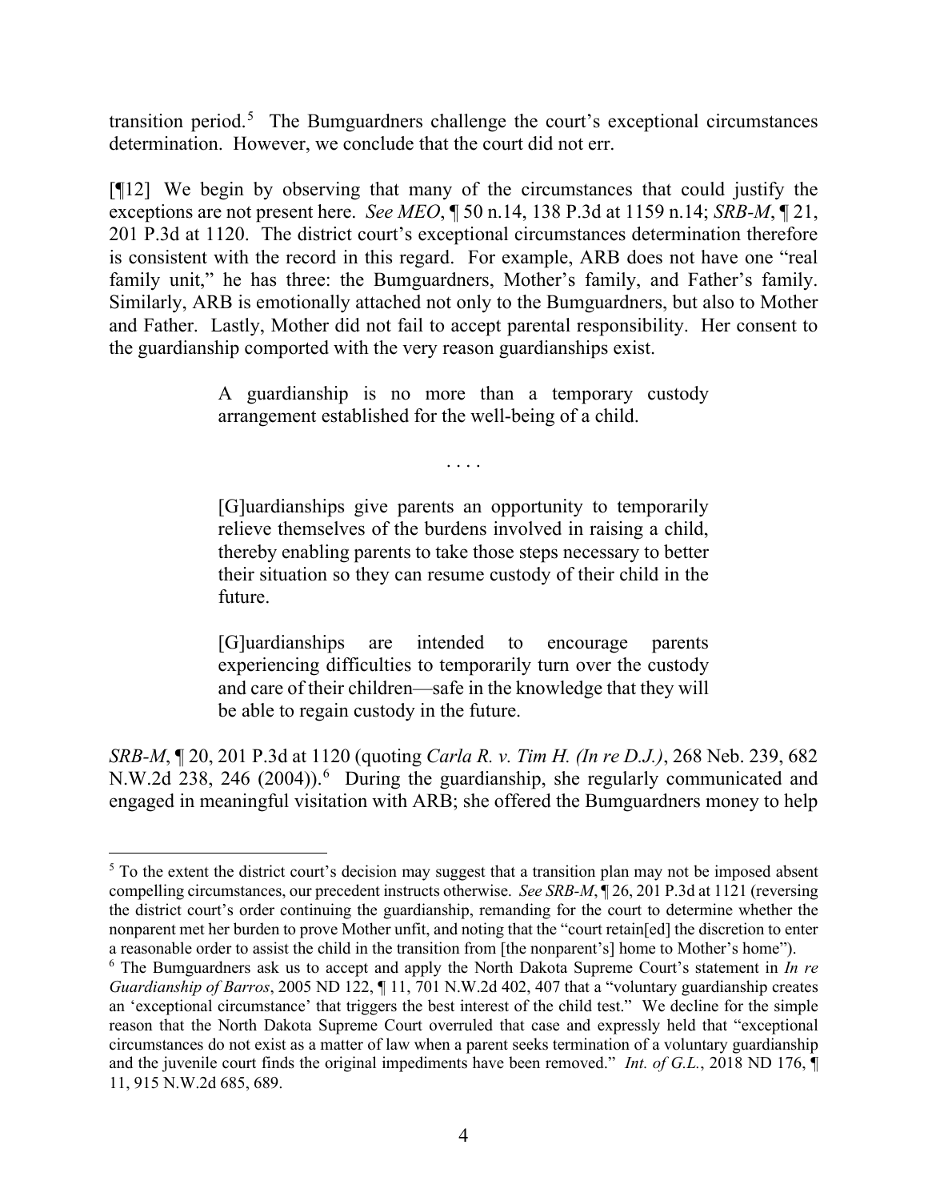transition period.[5] The Bumguardners challenge the court's exceptional circumstances determination. However, we conclude that the court did not err.

[¶12] We begin by observing that many of the circumstances that could justify the exceptions are not present here. *See MEO*, ¶ 50 n.14, 138 P.3d at 1159 n.14; *SRB-M*, ¶ 21, 201 P.3d at 1120. The district court's exceptional circumstances determination therefore is consistent with the record in this regard. For example, ARB does not have one "real family unit," he has three: the Bumguardners, Mother's family, and Father's family. Similarly, ARB is emotionally attached not only to the Bumguardners, but also to Mother and Father. Lastly, Mother did not fail to accept parental responsibility. Her consent to the guardianship comported with the very reason guardianships exist.

> A guardianship is no more than a temporary custody arrangement established for the well-being of a child.
>
> . . . .
>
> [G]uardianships give parents an opportunity to temporarily relieve themselves of the burdens involved in raising a child, thereby enabling parents to take those steps necessary to better their situation so they can resume custody of their child in the future.
>
> [G]uardianships are intended to encourage parents experiencing difficulties to temporarily turn over the custody and care of their children—safe in the knowledge that they will be able to regain custody in the future.

*SRB-M*, ¶ 20, 201 P.3d at 1120 (quoting *Carla R. v. Tim H. (In re D.J.)*, 268 Neb. 239, 682 N.W.2d 238, 246 (2004)).[6] During the guardianship, she regularly communicated and engaged in meaningful visitation with ARB; she offered the Bumguardners money to help

---

[5] To the extent the district court's decision may suggest that a transition plan may not be imposed absent compelling circumstances, our precedent instructs otherwise. *See SRB-M*, ¶ 26, 201 P.3d at 1121 (reversing the district court's order continuing the guardianship, remanding for the court to determine whether the nonparent met her burden to prove Mother unfit, and noting that the "court retain[ed] the discretion to enter a reasonable order to assist the child in the transition from [the nonparent's] home to Mother's home").

[6] The Bumguardners ask us to accept and apply the North Dakota Supreme Court's statement in *In re Guardianship of Barros*, 2005 ND 122, ¶ 11, 701 N.W.2d 402, 407 that a "voluntary guardianship creates an 'exceptional circumstance' that triggers the best interest of the child test." We decline for the simple reason that the North Dakota Supreme Court overruled that case and expressly held that "exceptional circumstances do not exist as a matter of law when a parent seeks termination of a voluntary guardianship and the juvenile court finds the original impediments have been removed." *Int. of G.L.*, 2018 ND 176, ¶ 11, 915 N.W.2d 685, 689.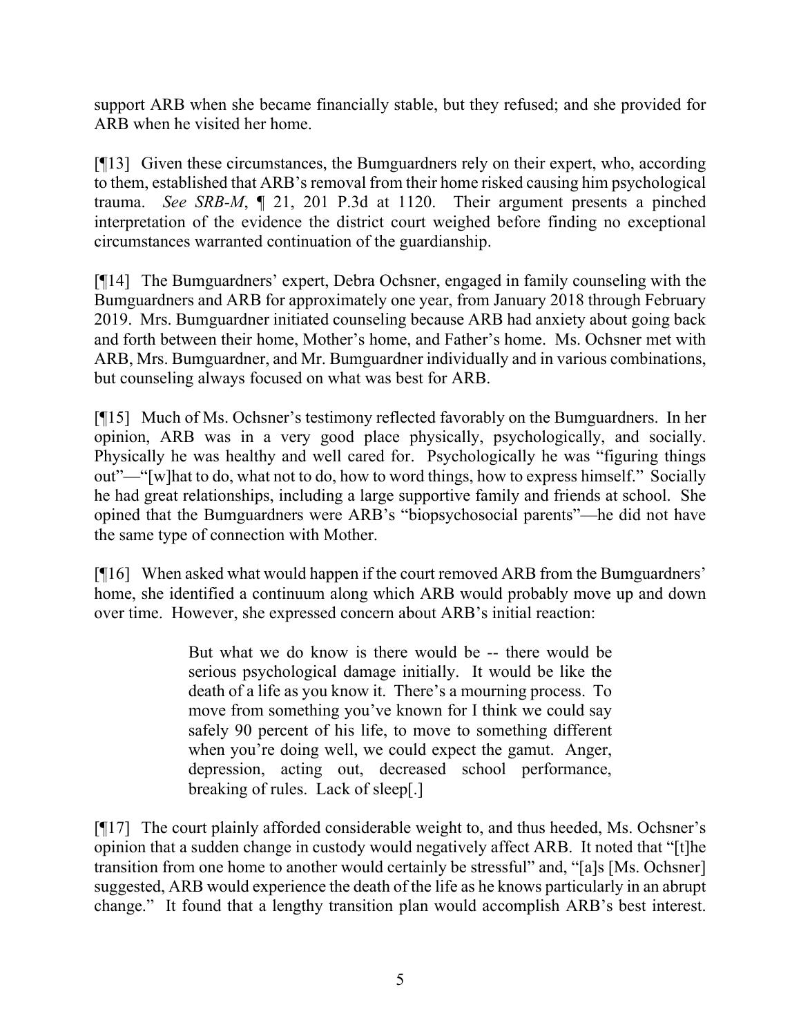support ARB when she became financially stable, but they refused; and she provided for ARB when he visited her home.

[¶13] Given these circumstances, the Bumguardners rely on their expert, who, according to them, established that ARB's removal from their home risked causing him psychological trauma. *See SRB-M*, ¶ 21, 201 P.3d at 1120. Their argument presents a pinched interpretation of the evidence the district court weighed before finding no exceptional circumstances warranted continuation of the guardianship.

[¶14] The Bumguardners' expert, Debra Ochsner, engaged in family counseling with the Bumguardners and ARB for approximately one year, from January 2018 through February 2019. Mrs. Bumguardner initiated counseling because ARB had anxiety about going back and forth between their home, Mother's home, and Father's home. Ms. Ochsner met with ARB, Mrs. Bumguardner, and Mr. Bumguardner individually and in various combinations, but counseling always focused on what was best for ARB.

[¶15] Much of Ms. Ochsner's testimony reflected favorably on the Bumguardners. In her opinion, ARB was in a very good place physically, psychologically, and socially. Physically he was healthy and well cared for. Psychologically he was "figuring things out"—"[w]hat to do, what not to do, how to word things, how to express himself." Socially he had great relationships, including a large supportive family and friends at school. She opined that the Bumguardners were ARB's "biopsychosocial parents"—he did not have the same type of connection with Mother.

[¶16] When asked what would happen if the court removed ARB from the Bumguardners' home, she identified a continuum along which ARB would probably move up and down over time. However, she expressed concern about ARB's initial reaction:

> But what we do know is there would be -- there would be serious psychological damage initially. It would be like the death of a life as you know it. There's a mourning process. To move from something you've known for I think we could say safely 90 percent of his life, to move to something different when you're doing well, we could expect the gamut. Anger, depression, acting out, decreased school performance, breaking of rules. Lack of sleep[.]

[¶17] The court plainly afforded considerable weight to, and thus heeded, Ms. Ochsner's opinion that a sudden change in custody would negatively affect ARB. It noted that "[t]he transition from one home to another would certainly be stressful" and, "[a]s [Ms. Ochsner] suggested, ARB would experience the death of the life as he knows particularly in an abrupt change." It found that a lengthy transition plan would accomplish ARB's best interest.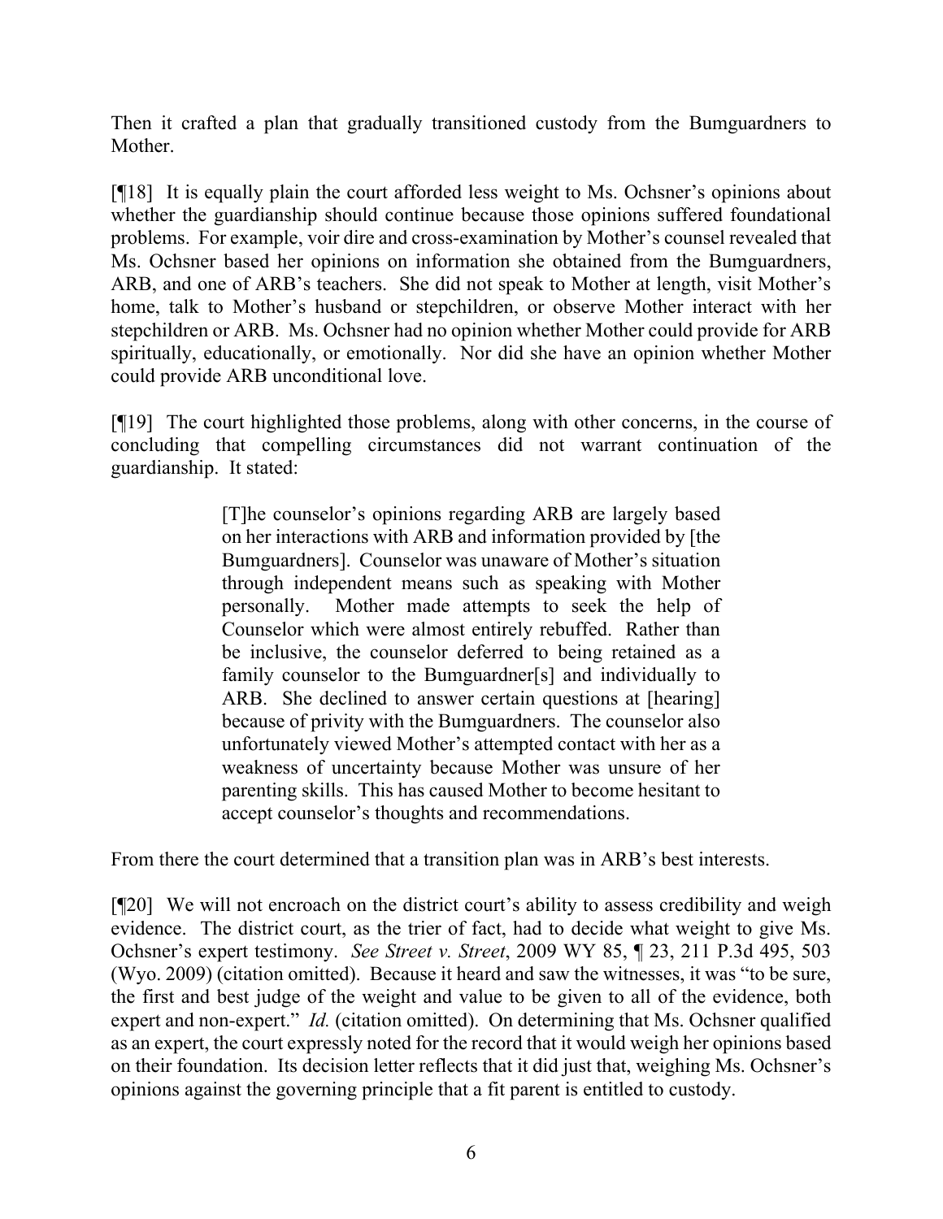Then it crafted a plan that gradually transitioned custody from the Bumguardners to Mother.

[¶18] It is equally plain the court afforded less weight to Ms. Ochsner's opinions about whether the guardianship should continue because those opinions suffered foundational problems. For example, voir dire and cross-examination by Mother's counsel revealed that Ms. Ochsner based her opinions on information she obtained from the Bumguardners, ARB, and one of ARB's teachers. She did not speak to Mother at length, visit Mother's home, talk to Mother's husband or stepchildren, or observe Mother interact with her stepchildren or ARB. Ms. Ochsner had no opinion whether Mother could provide for ARB spiritually, educationally, or emotionally. Nor did she have an opinion whether Mother could provide ARB unconditional love.

[¶19] The court highlighted those problems, along with other concerns, in the course of concluding that compelling circumstances did not warrant continuation of the guardianship. It stated:

> [T]he counselor's opinions regarding ARB are largely based on her interactions with ARB and information provided by [the Bumguardners]. Counselor was unaware of Mother's situation through independent means such as speaking with Mother personally. Mother made attempts to seek the help of Counselor which were almost entirely rebuffed. Rather than be inclusive, the counselor deferred to being retained as a family counselor to the Bumguardner[s] and individually to ARB. She declined to answer certain questions at [hearing] because of privity with the Bumguardners. The counselor also unfortunately viewed Mother's attempted contact with her as a weakness of uncertainty because Mother was unsure of her parenting skills. This has caused Mother to become hesitant to accept counselor's thoughts and recommendations.

From there the court determined that a transition plan was in ARB's best interests.

[¶20] We will not encroach on the district court's ability to assess credibility and weigh evidence. The district court, as the trier of fact, had to decide what weight to give Ms. Ochsner's expert testimony. *See Street v. Street*, 2009 WY 85, ¶ 23, 211 P.3d 495, 503 (Wyo. 2009) (citation omitted). Because it heard and saw the witnesses, it was "to be sure, the first and best judge of the weight and value to be given to all of the evidence, both expert and non-expert." *Id.* (citation omitted). On determining that Ms. Ochsner qualified as an expert, the court expressly noted for the record that it would weigh her opinions based on their foundation. Its decision letter reflects that it did just that, weighing Ms. Ochsner's opinions against the governing principle that a fit parent is entitled to custody.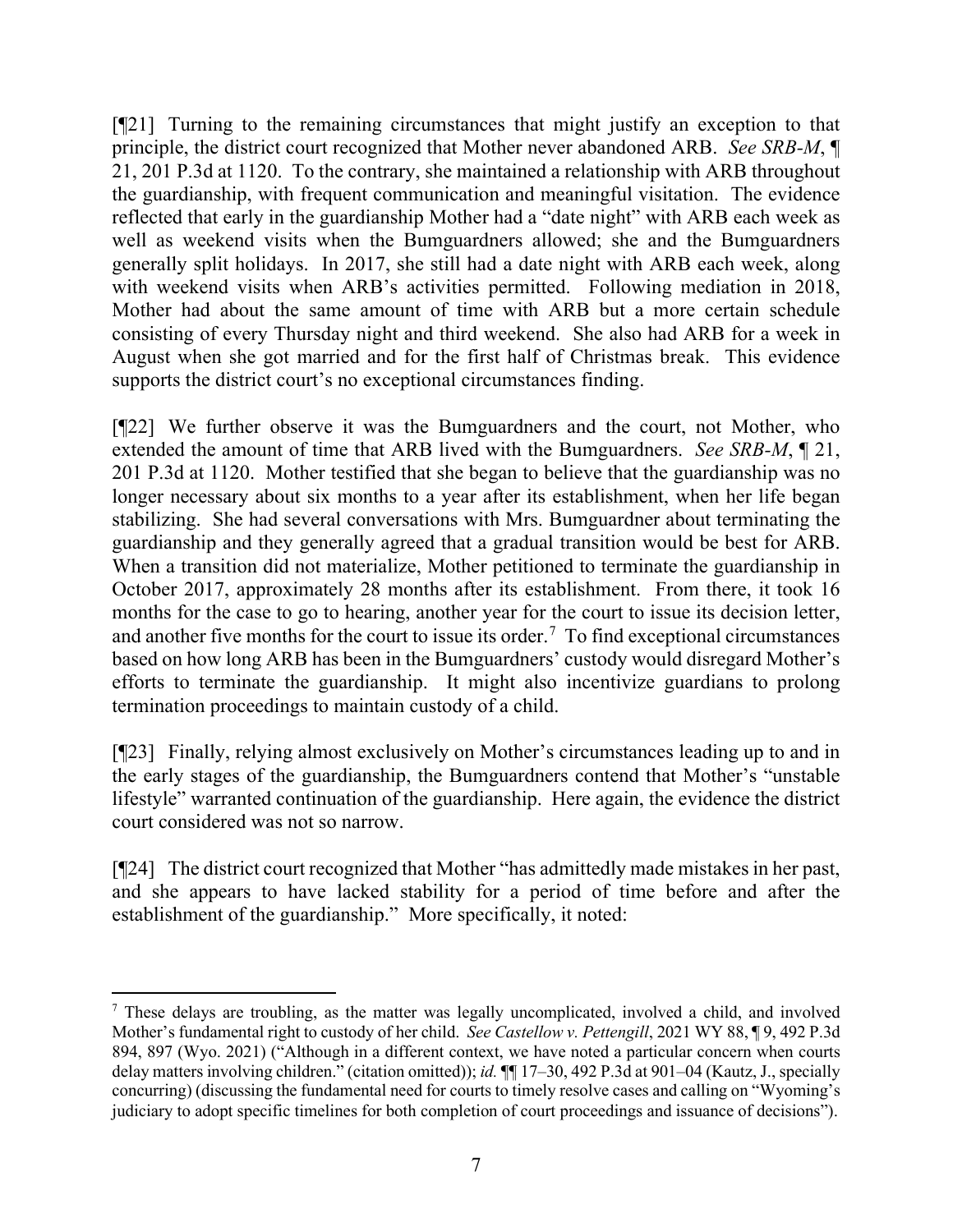[¶21] Turning to the remaining circumstances that might justify an exception to that principle, the district court recognized that Mother never abandoned ARB. *See SRB-M*, ¶ 21, 201 P.3d at 1120. To the contrary, she maintained a relationship with ARB throughout the guardianship, with frequent communication and meaningful visitation. The evidence reflected that early in the guardianship Mother had a "date night" with ARB each week as well as weekend visits when the Bumguardners allowed; she and the Bumguardners generally split holidays. In 2017, she still had a date night with ARB each week, along with weekend visits when ARB's activities permitted. Following mediation in 2018, Mother had about the same amount of time with ARB but a more certain schedule consisting of every Thursday night and third weekend. She also had ARB for a week in August when she got married and for the first half of Christmas break. This evidence supports the district court's no exceptional circumstances finding.

[¶22] We further observe it was the Bumguardners and the court, not Mother, who extended the amount of time that ARB lived with the Bumguardners. *See SRB-M*, ¶ 21, 201 P.3d at 1120. Mother testified that she began to believe that the guardianship was no longer necessary about six months to a year after its establishment, when her life began stabilizing. She had several conversations with Mrs. Bumguardner about terminating the guardianship and they generally agreed that a gradual transition would be best for ARB. When a transition did not materialize, Mother petitioned to terminate the guardianship in October 2017, approximately 28 months after its establishment. From there, it took 16 months for the case to go to hearing, another year for the court to issue its decision letter, and another five months for the court to issue its order.[7] To find exceptional circumstances based on how long ARB has been in the Bumguardners' custody would disregard Mother's efforts to terminate the guardianship. It might also incentivize guardians to prolong termination proceedings to maintain custody of a child.

[¶23] Finally, relying almost exclusively on Mother's circumstances leading up to and in the early stages of the guardianship, the Bumguardners contend that Mother's "unstable lifestyle" warranted continuation of the guardianship. Here again, the evidence the district court considered was not so narrow.

[¶24] The district court recognized that Mother "has admittedly made mistakes in her past, and she appears to have lacked stability for a period of time before and after the establishment of the guardianship." More specifically, it noted:

---

[7] These delays are troubling, as the matter was legally uncomplicated, involved a child, and involved Mother's fundamental right to custody of her child. *See Castellow v. Pettengill*, 2021 WY 88, ¶ 9, 492 P.3d 894, 897 (Wyo. 2021) ("Although in a different context, we have noted a particular concern when courts delay matters involving children." (citation omitted)); *id.* ¶¶ 17–30, 492 P.3d at 901–04 (Kautz, J., specially concurring) (discussing the fundamental need for courts to timely resolve cases and calling on "Wyoming's judiciary to adopt specific timelines for both completion of court proceedings and issuance of decisions").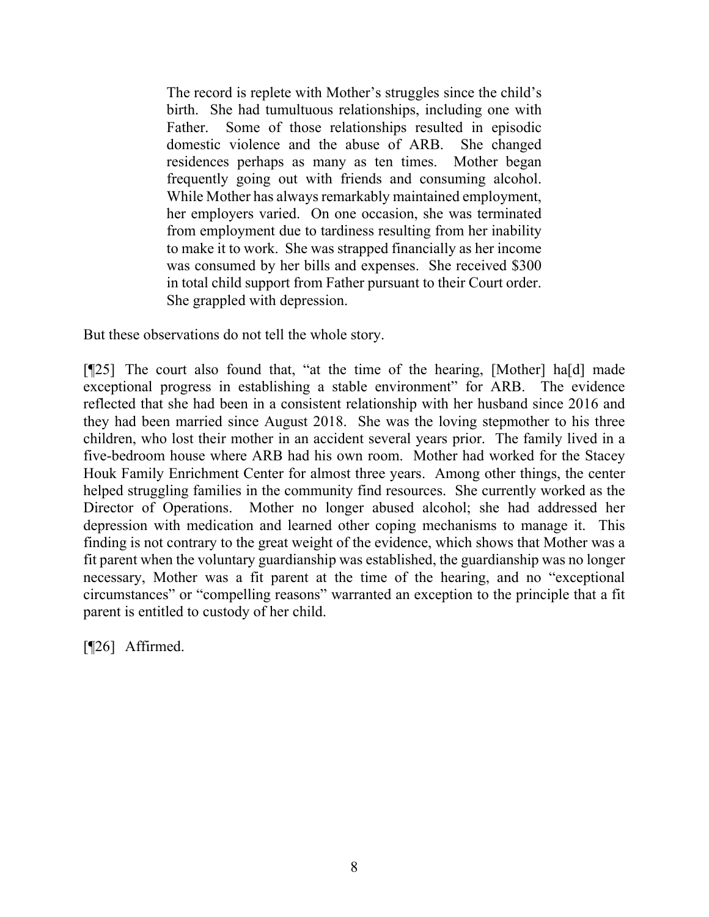> The record is replete with Mother's struggles since the child's birth. She had tumultuous relationships, including one with Father. Some of those relationships resulted in episodic domestic violence and the abuse of ARB. She changed residences perhaps as many as ten times. Mother began frequently going out with friends and consuming alcohol. While Mother has always remarkably maintained employment, her employers varied. On one occasion, she was terminated from employment due to tardiness resulting from her inability to make it to work. She was strapped financially as her income was consumed by her bills and expenses. She received $300 in total child support from Father pursuant to their Court order. She grappled with depression.

But these observations do not tell the whole story.

[¶25] The court also found that, "at the time of the hearing, [Mother] ha[d] made exceptional progress in establishing a stable environment" for ARB. The evidence reflected that she had been in a consistent relationship with her husband since 2016 and they had been married since August 2018. She was the loving stepmother to his three children, who lost their mother in an accident several years prior. The family lived in a five-bedroom house where ARB had his own room. Mother had worked for the Stacey Houk Family Enrichment Center for almost three years. Among other things, the center helped struggling families in the community find resources. She currently worked as the Director of Operations. Mother no longer abused alcohol; she had addressed her depression with medication and learned other coping mechanisms to manage it. This finding is not contrary to the great weight of the evidence, which shows that Mother was a fit parent when the voluntary guardianship was established, the guardianship was no longer necessary, Mother was a fit parent at the time of the hearing, and no "exceptional circumstances" or "compelling reasons" warranted an exception to the principle that a fit parent is entitled to custody of her child.

[¶26] Affirmed.